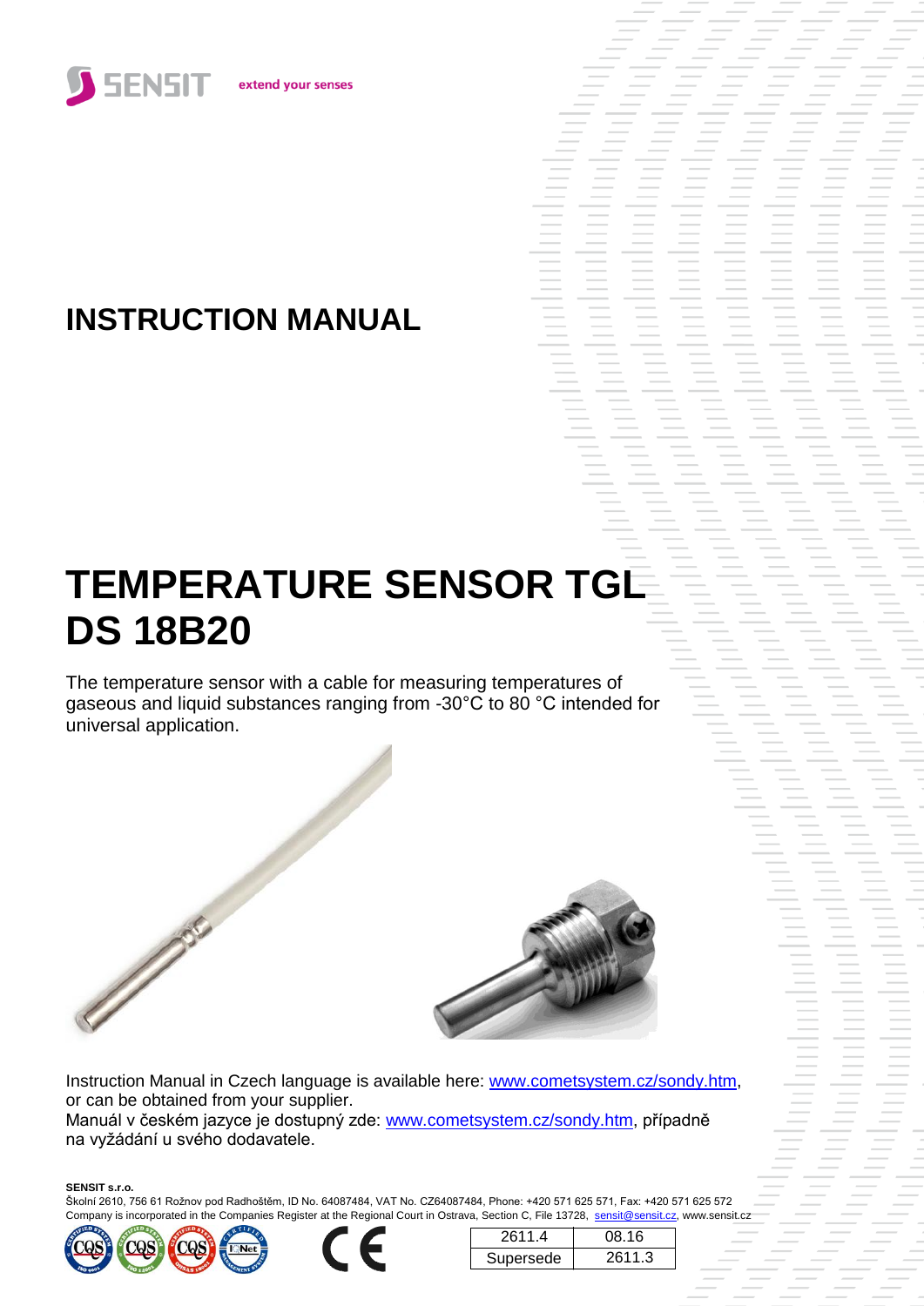SENSIT extend your senses

# INSTRUCTION MANUAL

# TEMPERATURE SENSOR TGL DS 18B20

The temperature sensor with a cable for measuring temperatures of gaseous and liquid substances ranging from -30°C to 80 °C intended for universal application.

Instruction Manual in Czech language is available here: www.cometsystem.cz/sondy.htm, or can be obtained from your supplier.
Manuál v českém jazyce je dostupný zde: www.cometsystem.cz/sondy.htm, případně na vyžádání u svého dodavatele.

**SENSIT s.r.o.**
Školní 2610, 756 61 Rožnov pod Radhoštěm, ID No. 64087484, VAT No. CZ64087484, Phone: +420 571 625 571, Fax: +420 571 625 572
Company is incorporated in the Companies Register at the Regional Court in Ostrava, Section C, File 13728, sensit@sensit.cz, www.sensit.cz

| | |
|---|---|
| 2611.4 | 08.16 |
| Supersede | 2611.3 |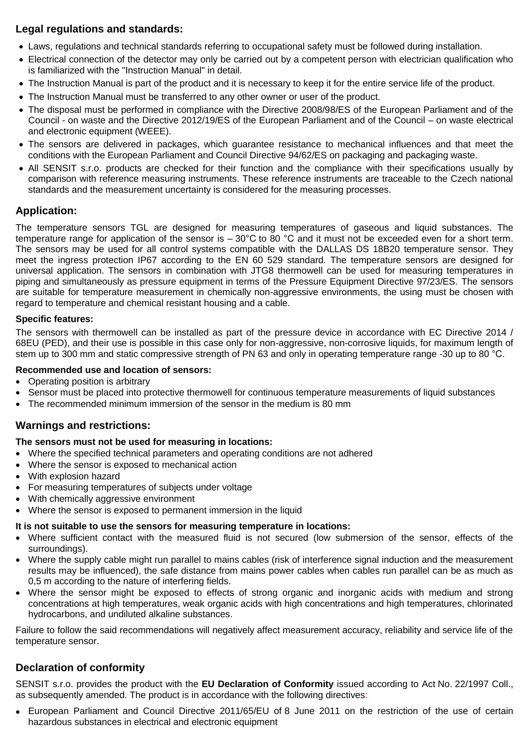## Legal regulations and standards:

- Laws, regulations and technical standards referring to occupational safety must be followed during installation.
- Electrical connection of the detector may only be carried out by a competent person with electrician qualification who is familiarized with the "Instruction Manual" in detail.
- The Instruction Manual is part of the product and it is necessary to keep it for the entire service life of the product.
- The Instruction Manual must be transferred to any other owner or user of the product.
- The disposal must be performed in compliance with the Directive 2008/98/ES of the European Parliament and of the Council - on waste and the Directive 2012/19/ES of the European Parliament and of the Council – on waste electrical and electronic equipment (WEEE).
- The sensors are delivered in packages, which guarantee resistance to mechanical influences and that meet the conditions with the European Parliament and Council Directive 94/62/ES on packaging and packaging waste.
- All SENSIT s.r.o. products are checked for their function and the compliance with their specifications usually by comparison with reference measuring instruments. These reference instruments are traceable to the Czech national standards and the measurement uncertainty is considered for the measuring processes.

## Application:

The temperature sensors TGL are designed for measuring temperatures of gaseous and liquid substances. The temperature range for application of the sensor is – 30°C to 80 °C and it must not be exceeded even for a short term. The sensors may be used for all control systems compatible with the DALLAS DS 18B20 temperature sensor. They meet the ingress protection IP67 according to the EN 60 529 standard. The temperature sensors are designed for universal application. The sensors in combination with JTG8 thermowell can be used for measuring temperatures in piping and simultaneously as pressure equipment in terms of the Pressure Equipment Directive 97/23/ES. The sensors are suitable for temperature measurement in chemically non-aggressive environments, the using must be chosen with regard to temperature and chemical resistant housing and a cable.

### Specific features:

The sensors with thermowell can be installed as part of the pressure device in accordance with EC Directive 2014 / 68EU (PED), and their use is possible in this case only for non-aggressive, non-corrosive liquids, for maximum length of stem up to 300 mm and static compressive strength of PN 63 and only in operating temperature range -30 up to 80 °C.

### Recommended use and location of sensors:

- Operating position is arbitrary
- Sensor must be placed into protective thermowell for continuous temperature measurements of liquid substances
- The recommended minimum immersion of the sensor in the medium is 80 mm

## Warnings and restrictions:

### The sensors must not be used for measuring in locations:

- Where the specified technical parameters and operating conditions are not adhered
- Where the sensor is exposed to mechanical action
- With explosion hazard
- For measuring temperatures of subjects under voltage
- With chemically aggressive environment
- Where the sensor is exposed to permanent immersion in the liquid

### It is not suitable to use the sensors for measuring temperature in locations:

- Where sufficient contact with the measured fluid is not secured (low submersion of the sensor, effects of the surroundings).
- Where the supply cable might run parallel to mains cables (risk of interference signal induction and the measurement results may be influenced), the safe distance from mains power cables when cables run parallel can be as much as 0,5 m according to the nature of interfering fields.
- Where the sensor might be exposed to effects of strong organic and inorganic acids with medium and strong concentrations at high temperatures, weak organic acids with high concentrations and high temperatures, chlorinated hydrocarbons, and undiluted alkaline substances.

Failure to follow the said recommendations will negatively affect measurement accuracy, reliability and service life of the temperature sensor.

## Declaration of conformity

SENSIT s.r.o. provides the product with the **EU Declaration of Conformity** issued according to Act No. 22/1997 Coll., as subsequently amended. The product is in accordance with the following directives:

- European Parliament and Council Directive 2011/65/EU of 8 June 2011 on the restriction of the use of certain hazardous substances in electrical and electronic equipment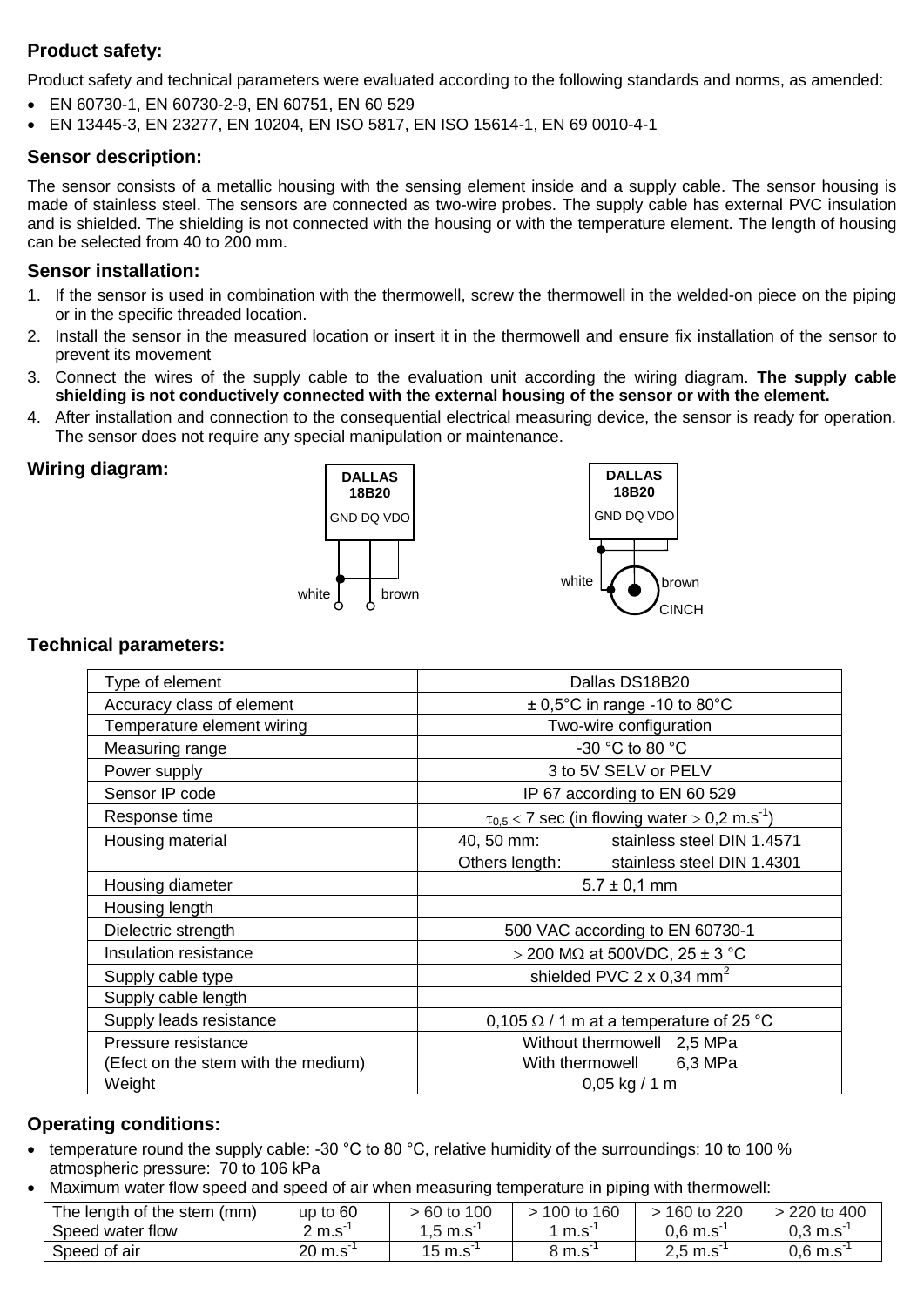## Product safety:

Product safety and technical parameters were evaluated according to the following standards and norms, as amended:

- EN 60730-1, EN 60730-2-9, EN 60751, EN 60 529
- EN 13445-3, EN 23277, EN 10204, EN ISO 5817, EN ISO 15614-1, EN 69 0010-4-1

## Sensor description:

The sensor consists of a metallic housing with the sensing element inside and a supply cable. The sensor housing is made of stainless steel. The sensors are connected as two-wire probes. The supply cable has external PVC insulation and is shielded. The shielding is not connected with the housing or with the temperature element. The length of housing can be selected from 40 to 200 mm.

## Sensor installation:

1. If the sensor is used in combination with the thermowell, screw the thermowell in the welded-on piece on the piping or in the specific threaded location.
2. Install the sensor in the measured location or insert it in the thermowell and ensure fix installation of the sensor to prevent its movement
3. Connect the wires of the supply cable to the evaluation unit according the wiring diagram. **The supply cable shielding is not conductively connected with the external housing of the sensor or with the element.**
4. After installation and connection to the consequential electrical measuring device, the sensor is ready for operation. The sensor does not require any special manipulation or maintenance.

## Wiring diagram:

DALLAS 18B20
GND DQ VDO
white brown

DALLAS 18B20
GND DQ VDO
white brown
CINCH

## Technical parameters:

| | |
|---|---|
| Type of element | Dallas DS18B20 |
| Accuracy class of element | ± 0,5°C in range -10 to 80°C |
| Temperature element wiring | Two-wire configuration |
| Measuring range | -30 °C to 80 °C |
| Power supply | 3 to 5V SELV or PELV |
| Sensor IP code | IP 67 according to EN 60 529 |
| Response time | $\tau_{0,5} < 7$ sec (in flowing water $>$ 0,2 m.s$^{-1}$) |
| Housing material | 40, 50 mm: stainless steel DIN 1.4571<br>Others length: stainless steel DIN 1.4301 |
| Housing diameter | 5.7 ± 0,1 mm |
| Housing length | |
| Dielectric strength | 500 VAC according to EN 60730-1 |
| Insulation resistance | $>$ 200 MΩ at 500VDC, 25 ± 3 °C |
| Supply cable type | shielded PVC 2 x 0,34 mm$^2$ |
| Supply cable length | |
| Supply leads resistance | 0,105 Ω / 1 m at a temperature of 25 °C |
| Pressure resistance<br>(Efect on the stem with the medium) | Without thermowell 2,5 MPa<br>With thermowell 6,3 MPa |
| Weight | 0,05 kg / 1 m |

## Operating conditions:

- temperature round the supply cable: -30 °C to 80 °C, relative humidity of the surroundings: 10 to 100 %
  atmospheric pressure: 70 to 106 kPa
- Maximum water flow speed and speed of air when measuring temperature in piping with thermowell:

| The length of the stem (mm) | up to 60 | > 60 to 100 | > 100 to 160 | > 160 to 220 | > 220 to 400 |
|---|---|---|---|---|---|
| Speed water flow | 2 m.s$^{-1}$ | 1,5 m.s$^{-1}$ | 1 m.s$^{-1}$ | 0,6 m.s$^{-1}$ | 0,3 m.s$^{-1}$ |
| Speed of air | 20 m.s$^{-1}$ | 15 m.s$^{-1}$ | 8 m.s$^{-1}$ | 2,5 m.s$^{-1}$ | 0,6 m.s$^{-1}$ |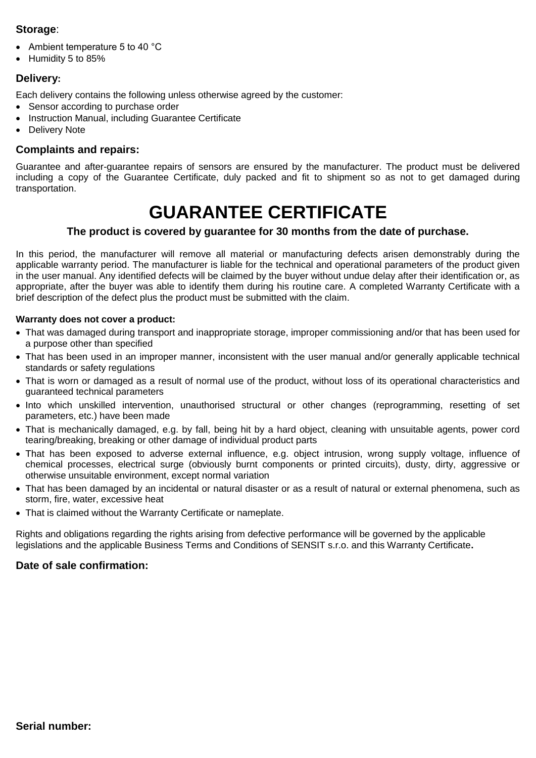**Storage**:

- Ambient temperature 5 to 40 °C
- Humidity 5 to 85%

**Delivery:**

Each delivery contains the following unless otherwise agreed by the customer:

- Sensor according to purchase order
- Instruction Manual, including Guarantee Certificate
- Delivery Note

**Complaints and repairs:**

Guarantee and after-guarantee repairs of sensors are ensured by the manufacturer. The product must be delivered including a copy of the Guarantee Certificate, duly packed and fit to shipment so as not to get damaged during transportation.

# GUARANTEE CERTIFICATE

**The product is covered by guarantee for 30 months from the date of purchase.**

In this period, the manufacturer will remove all material or manufacturing defects arisen demonstrably during the applicable warranty period. The manufacturer is liable for the technical and operational parameters of the product given in the user manual. Any identified defects will be claimed by the buyer without undue delay after their identification or, as appropriate, after the buyer was able to identify them during his routine care. A completed Warranty Certificate with a brief description of the defect plus the product must be submitted with the claim.

**Warranty does not cover a product:**

- That was damaged during transport and inappropriate storage, improper commissioning and/or that has been used for a purpose other than specified
- That has been used in an improper manner, inconsistent with the user manual and/or generally applicable technical standards or safety regulations
- That is worn or damaged as a result of normal use of the product, without loss of its operational characteristics and guaranteed technical parameters
- Into which unskilled intervention, unauthorised structural or other changes (reprogramming, resetting of set parameters, etc.) have been made
- That is mechanically damaged, e.g. by fall, being hit by a hard object, cleaning with unsuitable agents, power cord tearing/breaking, breaking or other damage of individual product parts
- That has been exposed to adverse external influence, e.g. object intrusion, wrong supply voltage, influence of chemical processes, electrical surge (obviously burnt components or printed circuits), dusty, dirty, aggressive or otherwise unsuitable environment, except normal variation
- That has been damaged by an incidental or natural disaster or as a result of natural or external phenomena, such as storm, fire, water, excessive heat
- That is claimed without the Warranty Certificate or nameplate.

Rights and obligations regarding the rights arising from defective performance will be governed by the applicable legislations and the applicable Business Terms and Conditions of SENSIT s.r.o. and this Warranty Certificate**.**

**Date of sale confirmation:**

**Serial number:**